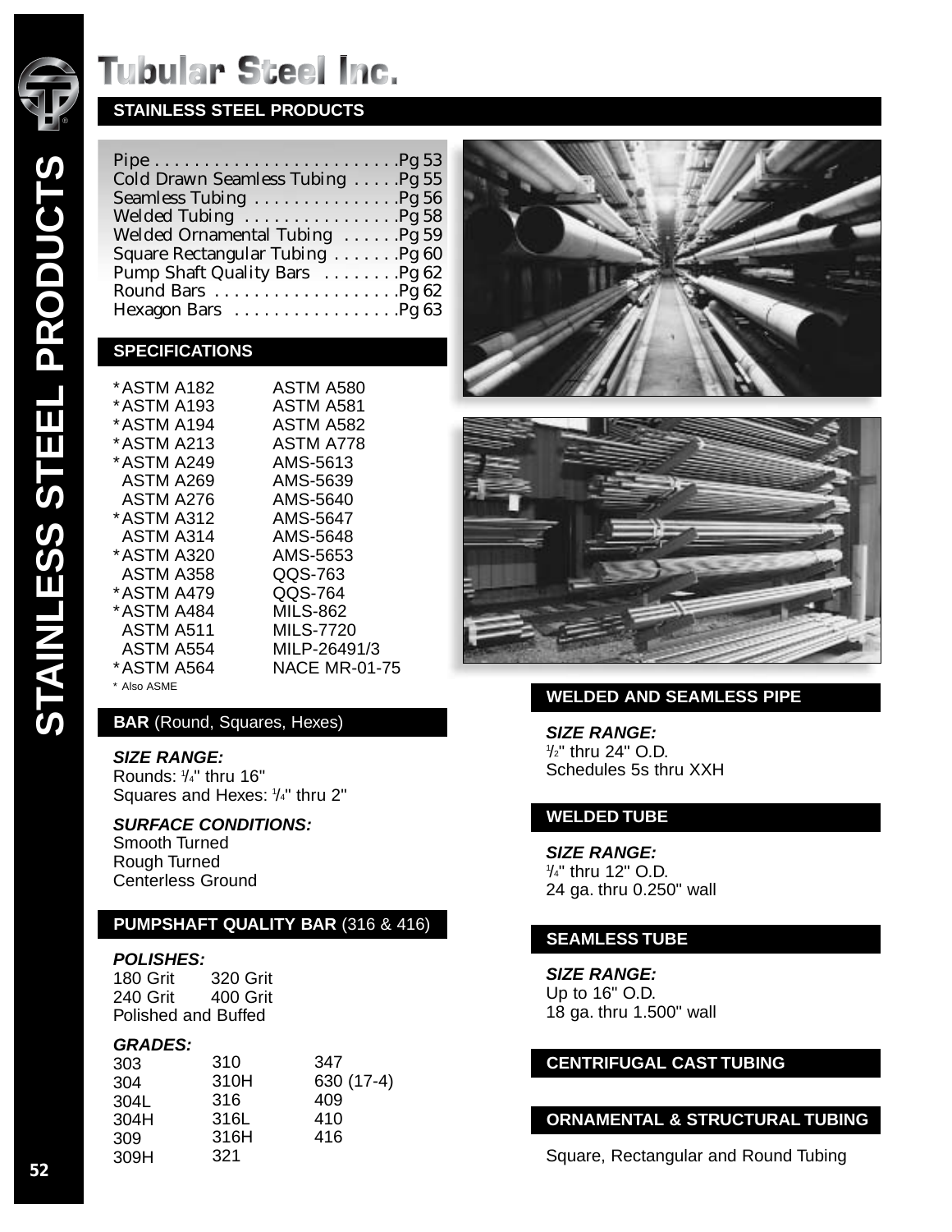# Tubular Steel Inc.

## STAINLESS STEEL PRODUCTS

- Pipe . . . . . . . . . . . . . . . . . . . . . . . . .Pg 53
- Cold Drawn Seamless Tubing . . . . .Pg 55
- Seamless Tubing . . . . . . . . . . . . . .Pg 56
- Welded Tubing . . . . . . . . . . . . . . .Pg 58
- Welded Ornamental Tubing . . . . . .Pg 59
- Square Rectangular Tubing . . . . . . .Pg 60
- Pump Shaft Quality Bars . . . . . . . .Pg 62
- Round Bars . . . . . . . . . . . . . . . . . . .Pg 62
- Hexagon Bars . . . . . . . . . . . . . . . . .Pg 63

## SPECIFICATIONS

| | |
|---|---|
| *ASTM A182 | ASTM A580 |
| *ASTM A193 | ASTM A581 |
| *ASTM A194 | ASTM A582 |
| *ASTM A213 | ASTM A778 |
| *ASTM A249 | AMS-5613 |
| ASTM A269 | AMS-5639 |
| ASTM A276 | AMS-5640 |
| *ASTM A312 | AMS-5647 |
| ASTM A314 | AMS-5648 |
| *ASTM A320 | AMS-5653 |
| ASTM A358 | QQS-763 |
| *ASTM A479 | QQS-764 |
| *ASTM A484 | MILS-862 |
| ASTM A511 | MILS-7720 |
| ASTM A554 | MILP-26491/3 |
| *ASTM A564 | NACE MR-01-75 |

\* Also ASME

## BAR (Round, Squares, Hexes)

***SIZE RANGE:***
Rounds: 1/4" thru 16"
Squares and Hexes: 1/4" thru 2"

***SURFACE CONDITIONS:***
Smooth Turned
Rough Turned
Centerless Ground

## PUMPSHAFT QUALITY BAR (316 & 416)

***POLISHES:***

| | |
|---|---|
| 180 Grit | 320 Grit |
| 240 Grit | 400 Grit |
| Polished and Buffed | |

***GRADES:***

| | | |
|---|---|---|
| 303 | 310 | 347 |
| 304 | 310H | 630 (17-4) |
| 304L | 316 | 409 |
| 304H | 316L | 410 |
| 309 | 316H | 416 |
| 309H | 321 | |

## WELDED AND SEAMLESS PIPE

***SIZE RANGE:***
1/2" thru 24" O.D.
Schedules 5s thru XXH

## WELDED TUBE

***SIZE RANGE:***
1/4" thru 12" O.D.
24 ga. thru 0.250" wall

## SEAMLESS TUBE

***SIZE RANGE:***
Up to 16" O.D.
18 ga. thru 1.500" wall

## CENTRIFUGAL CAST TUBING

## ORNAMENTAL & STRUCTURAL TUBING

Square, Rectangular and Round Tubing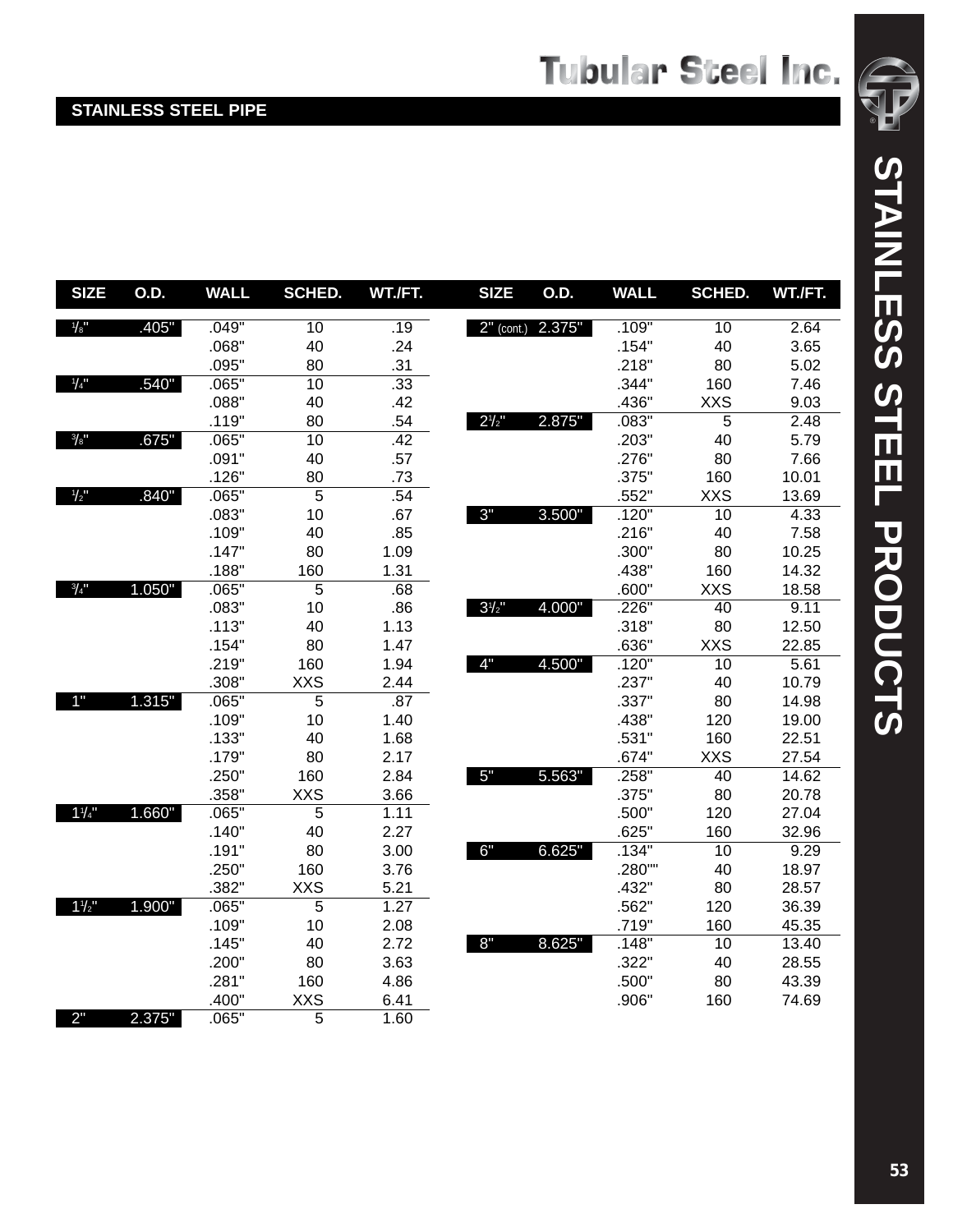## STAINLESS STEEL PIPE

| SIZE | O.D. | WALL | SCHED. | WT./FT. |
|---|---|---|---|---|
| 1/8" | .405" | .049" | 10 | .19 |
| | | .068" | 40 | .24 |
| | | .095" | 80 | .31 |
| 1/4" | .540" | .065" | 10 | .33 |
| | | .088" | 40 | .42 |
| | | .119" | 80 | .54 |
| 3/8" | .675" | .065" | 10 | .42 |
| | | .091" | 40 | .57 |
| | | .126" | 80 | .73 |
| 1/2" | .840" | .065" | 5 | .54 |
| | | .083" | 10 | .67 |
| | | .109" | 40 | .85 |
| | | .147" | 80 | 1.09 |
| | | .188" | 160 | 1.31 |
| 3/4" | 1.050" | .065" | 5 | .68 |
| | | .083" | 10 | .86 |
| | | .113" | 40 | 1.13 |
| | | .154" | 80 | 1.47 |
| | | .219" | 160 | 1.94 |
| | | .308" | XXS | 2.44 |
| 1" | 1.315" | .065" | 5 | .87 |
| | | .109" | 10 | 1.40 |
| | | .133" | 40 | 1.68 |
| | | .179" | 80 | 2.17 |
| | | .250" | 160 | 2.84 |
| | | .358" | XXS | 3.66 |
| 1 1/4" | 1.660" | .065" | 5 | 1.11 |
| | | .140" | 40 | 2.27 |
| | | .191" | 80 | 3.00 |
| | | .250" | 160 | 3.76 |
| | | .382" | XXS | 5.21 |
| 1 1/2" | 1.900" | .065" | 5 | 1.27 |
| | | .109" | 10 | 2.08 |
| | | .145" | 40 | 2.72 |
| | | .200" | 80 | 3.63 |
| | | .281" | 160 | 4.86 |
| | | .400" | XXS | 6.41 |
| 2" | 2.375" | .065" | 5 | 1.60 |
| 2" (cont.) | 2.375" | .109" | 10 | 2.64 |
| | | .154" | 40 | 3.65 |
| | | .218" | 80 | 5.02 |
| | | .344" | 160 | 7.46 |
| | | .436" | XXS | 9.03 |
| 2 1/2" | 2.875" | .083" | 5 | 2.48 |
| | | .203" | 40 | 5.79 |
| | | .276" | 80 | 7.66 |
| | | .375" | 160 | 10.01 |
| | | .552" | XXS | 13.69 |
| 3" | 3.500" | .120" | 10 | 4.33 |
| | | .216" | 40 | 7.58 |
| | | .300" | 80 | 10.25 |
| | | .438" | 160 | 14.32 |
| | | .600" | XXS | 18.58 |
| 3 1/2" | 4.000" | .226" | 40 | 9.11 |
| | | .318" | 80 | 12.50 |
| | | .636" | XXS | 22.85 |
| 4" | 4.500" | .120" | 10 | 5.61 |
| | | .237" | 40 | 10.79 |
| | | .337" | 80 | 14.98 |
| | | .438" | 120 | 19.00 |
| | | .531" | 160 | 22.51 |
| | | .674" | XXS | 27.54 |
| 5" | 5.563" | .258" | 40 | 14.62 |
| | | .375" | 80 | 20.78 |
| | | .500" | 120 | 27.04 |
| | | .625" | 160 | 32.96 |
| 6" | 6.625" | .134" | 10 | 9.29 |
| | | .280"" | 40 | 18.97 |
| | | .432" | 80 | 28.57 |
| | | .562" | 120 | 36.39 |
| | | .719" | 160 | 45.35 |
| 8" | 8.625" | .148" | 10 | 13.40 |
| | | .322" | 40 | 28.55 |
| | | .500" | 80 | 43.39 |
| | | .906" | 160 | 74.69 |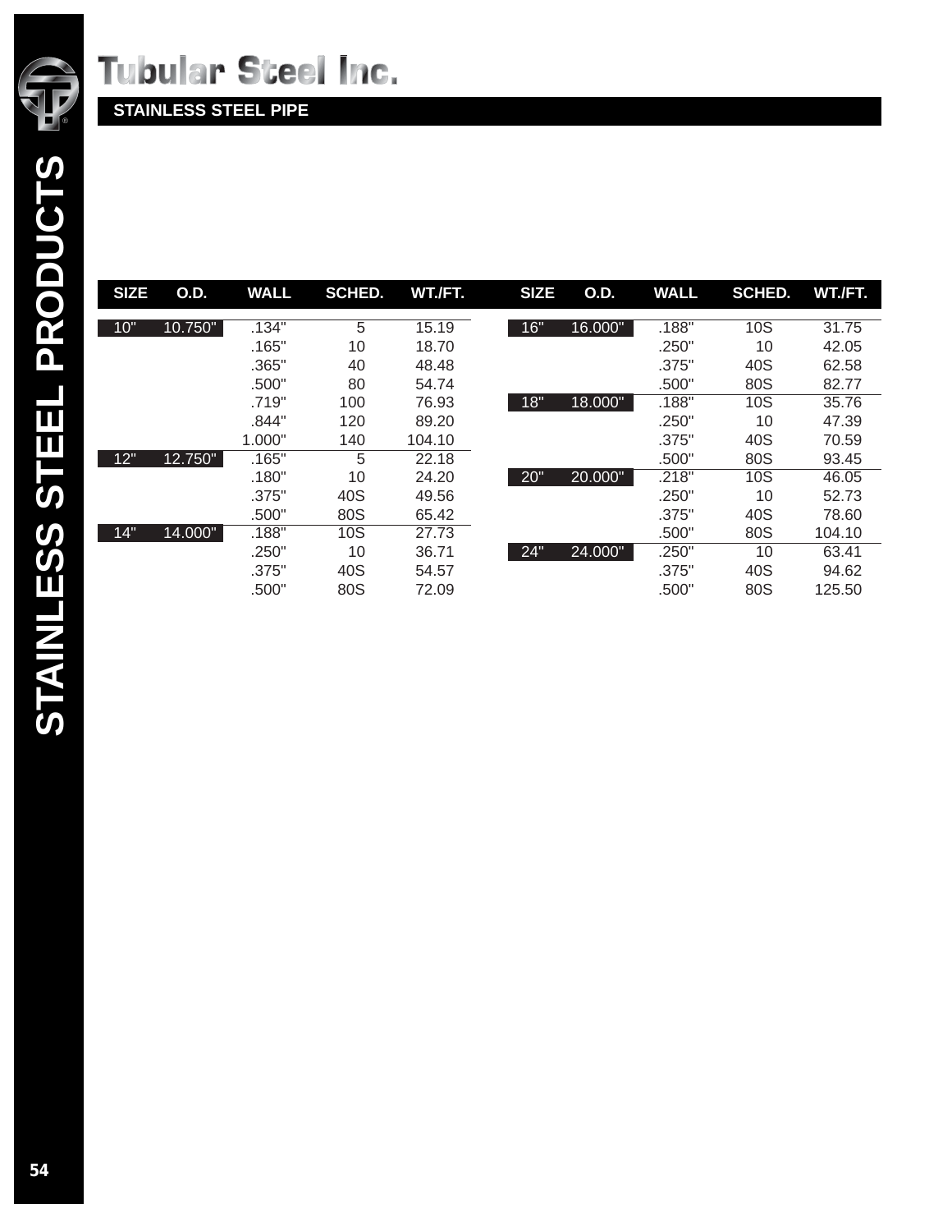# Tubular Steel Inc.

## STAINLESS STEEL PIPE

| SIZE | O.D. | WALL | SCHED. | WT./FT. |
|---|---|---|---|---|
| 10" | 10.750" | .134" | 5 | 15.19 |
| | | .165" | 10 | 18.70 |
| | | .365" | 40 | 48.48 |
| | | .500" | 80 | 54.74 |
| | | .719" | 100 | 76.93 |
| | | .844" | 120 | 89.20 |
| | | 1.000" | 140 | 104.10 |
| 12" | 12.750" | .165" | 5 | 22.18 |
| | | .180" | 10 | 24.20 |
| | | .375" | 40S | 49.56 |
| | | .500" | 80S | 65.42 |
| 14" | 14.000" | .188" | 10S | 27.73 |
| | | .250" | 10 | 36.71 |
| | | .375" | 40S | 54.57 |
| | | .500" | 80S | 72.09 |
| 16" | 16.000" | .188" | 10S | 31.75 |
| | | .250" | 10 | 42.05 |
| | | .375" | 40S | 62.58 |
| | | .500" | 80S | 82.77 |
| 18" | 18.000" | .188" | 10S | 35.76 |
| | | .250" | 10 | 47.39 |
| | | .375" | 40S | 70.59 |
| | | .500" | 80S | 93.45 |
| 20" | 20.000" | .218" | 10S | 46.05 |
| | | .250" | 10 | 52.73 |
| | | .375" | 40S | 78.60 |
| | | .500" | 80S | 104.10 |
| 24" | 24.000" | .250" | 10 | 63.41 |
| | | .375" | 40S | 94.62 |
| | | .500" | 80S | 125.50 |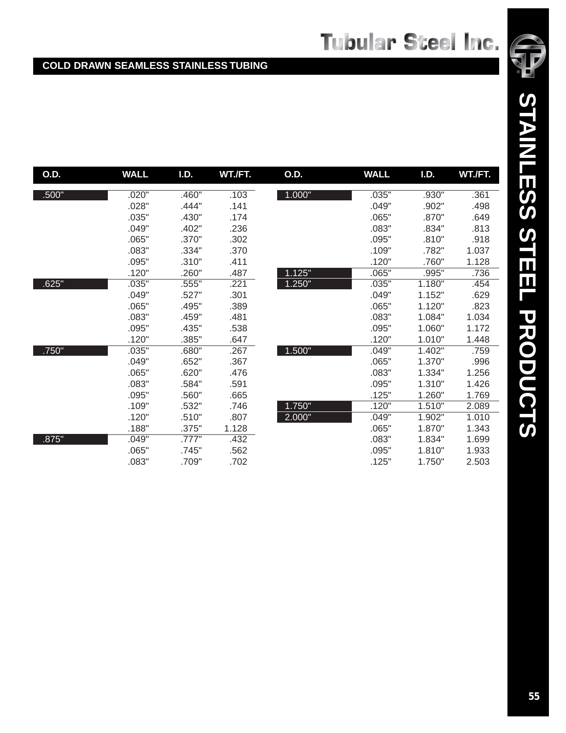## COLD DRAWN SEAMLESS STAINLESS TUBING

| O.D. | WALL | I.D. | WT./FT. | O.D. | WALL | I.D. | WT./FT. |
|---|---|---|---|---|---|---|---|
| .500" | .020" | .460" | .103 | 1.000" | .035" | .930" | .361 |
| | .028" | .444" | .141 | | .049" | .902" | .498 |
| | .035" | .430" | .174 | | .065" | .870" | .649 |
| | .049" | .402" | .236 | | .083" | .834" | .813 |
| | .065" | .370" | .302 | | .095" | .810" | .918 |
| | .083" | .334" | .370 | | .109" | .782" | 1.037 |
| | .095" | .310" | .411 | | .120" | .760" | 1.128 |
| | .120" | .260" | .487 | 1.125" | .065" | .995" | .736 |
| .625" | .035" | .555" | .221 | 1.250" | .035" | 1.180" | .454 |
| | .049" | .527" | .301 | | .049" | 1.152" | .629 |
| | .065" | .495" | .389 | | .065" | 1.120" | .823 |
| | .083" | .459" | .481 | | .083" | 1.084" | 1.034 |
| | .095" | .435" | .538 | | .095" | 1.060" | 1.172 |
| | .120" | .385" | .647 | | .120" | 1.010" | 1.448 |
| .750" | .035" | .680" | .267 | 1.500" | .049" | 1.402" | .759 |
| | .049" | .652" | .367 | | .065" | 1.370" | .996 |
| | .065" | .620" | .476 | | .083" | 1.334" | 1.256 |
| | .083" | .584" | .591 | | .095" | 1.310" | 1.426 |
| | .095" | .560" | .665 | | .125" | 1.260" | 1.769 |
| | .109" | .532" | .746 | 1.750" | .120" | 1.510" | 2.089 |
| | .120" | .510" | .807 | 2.000" | .049" | 1.902" | 1.010 |
| | .188" | .375" | 1.128 | | .065" | 1.870" | 1.343 |
| .875" | .049" | .777" | .432 | | .083" | 1.834" | 1.699 |
| | .065" | .745" | .562 | | .095" | 1.810" | 1.933 |
| | .083" | .709" | .702 | | .125" | 1.750" | 2.503 |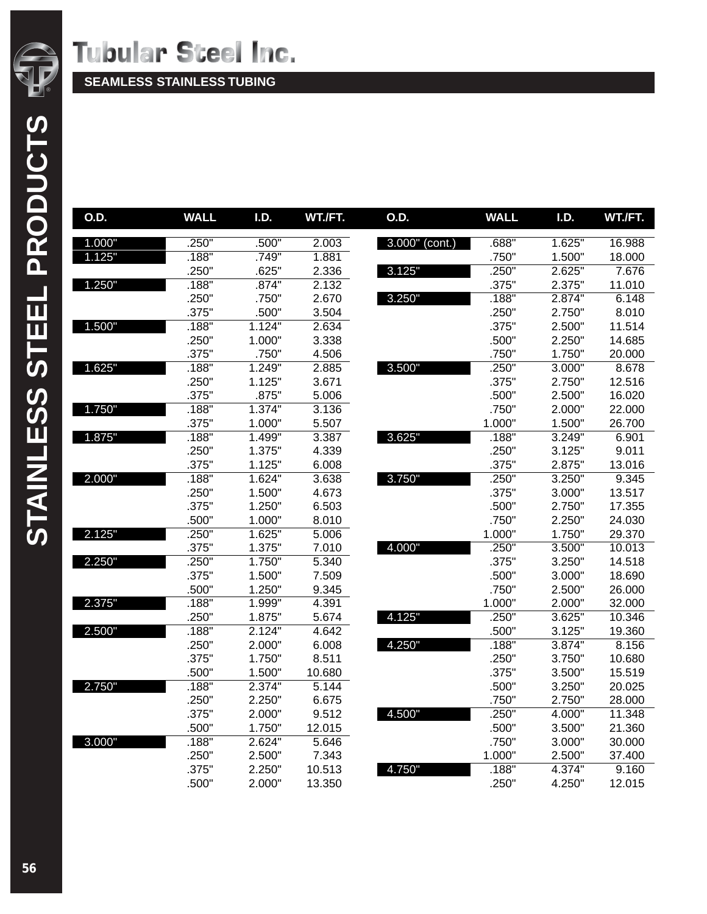# Tubular Steel Inc.

## SEAMLESS STAINLESS TUBING

| O.D. | WALL | I.D. | WT./FT. |
|---|---|---|---|
| 1.000" | .250" | .500" | 2.003 |
| 1.125" | .188" | .749" | 1.881 |
| | .250" | .625" | 2.336 |
| 1.250" | .188" | .874" | 2.132 |
| | .250" | .750" | 2.670 |
| | .375" | .500" | 3.504 |
| 1.500" | .188" | 1.124" | 2.634 |
| | .250" | 1.000" | 3.338 |
| | .375" | .750" | 4.506 |
| 1.625" | .188" | 1.249" | 2.885 |
| | .250" | 1.125" | 3.671 |
| | .375" | .875" | 5.006 |
| 1.750" | .188" | 1.374" | 3.136 |
| | .375" | 1.000" | 5.507 |
| 1.875" | .188" | 1.499" | 3.387 |
| | .250" | 1.375" | 4.339 |
| | .375" | 1.125" | 6.008 |
| 2.000" | .188" | 1.624" | 3.638 |
| | .250" | 1.500" | 4.673 |
| | .375" | 1.250" | 6.503 |
| | .500" | 1.000" | 8.010 |
| 2.125" | .250" | 1.625" | 5.006 |
| | .375" | 1.375" | 7.010 |
| 2.250" | .250" | 1.750" | 5.340 |
| | .375" | 1.500" | 7.509 |
| | .500" | 1.250" | 9.345 |
| 2.375" | .188" | 1.999" | 4.391 |
| | .250" | 1.875" | 5.674 |
| 2.500" | .188" | 2.124" | 4.642 |
| | .250" | 2.000" | 6.008 |
| | .375" | 1.750" | 8.511 |
| | .500" | 1.500" | 10.680 |
| 2.750" | .188" | 2.374" | 5.144 |
| | .250" | 2.250" | 6.675 |
| | .375" | 2.000" | 9.512 |
| | .500" | 1.750" | 12.015 |
| 3.000" | .188" | 2.624" | 5.646 |
| | .250" | 2.500" | 7.343 |
| | .375" | 2.250" | 10.513 |
| | .500" | 2.000" | 13.350 |
| 3.000" (cont.) | .688" | 1.625" | 16.988 |
| | .750" | 1.500" | 18.000 |
| 3.125" | .250" | 2.625" | 7.676 |
| | .375" | 2.375" | 11.010 |
| 3.250" | .188" | 2.874" | 6.148 |
| | .250" | 2.750" | 8.010 |
| | .375" | 2.500" | 11.514 |
| | .500" | 2.250" | 14.685 |
| | .750" | 1.750" | 20.000 |
| 3.500" | .250" | 3.000" | 8.678 |
| | .375" | 2.750" | 12.516 |
| | .500" | 2.500" | 16.020 |
| | .750" | 2.000" | 22.000 |
| | 1.000" | 1.500" | 26.700 |
| 3.625" | .188" | 3.249" | 6.901 |
| | .250" | 3.125" | 9.011 |
| | .375" | 2.875" | 13.016 |
| 3.750" | .250" | 3.250" | 9.345 |
| | .375" | 3.000" | 13.517 |
| | .500" | 2.750" | 17.355 |
| | .750" | 2.250" | 24.030 |
| | 1.000" | 1.750" | 29.370 |
| 4.000" | .250" | 3.500" | 10.013 |
| | .375" | 3.250" | 14.518 |
| | .500" | 3.000" | 18.690 |
| | .750" | 2.500" | 26.000 |
| | 1.000" | 2.000" | 32.000 |
| 4.125" | .250" | 3.625" | 10.346 |
| | .500" | 3.125" | 19.360 |
| 4.250" | .188" | 3.874" | 8.156 |
| | .250" | 3.750" | 10.680 |
| | .375" | 3.500" | 15.519 |
| | .500" | 3.250" | 20.025 |
| | .750" | 2.750" | 28.000 |
| 4.500" | .250" | 4.000" | 11.348 |
| | .500" | 3.500" | 21.360 |
| | .750" | 3.000" | 30.000 |
| | 1.000" | 2.500" | 37.400 |
| 4.750" | .188" | 4.374" | 9.160 |
| | .250" | 4.250" | 12.015 |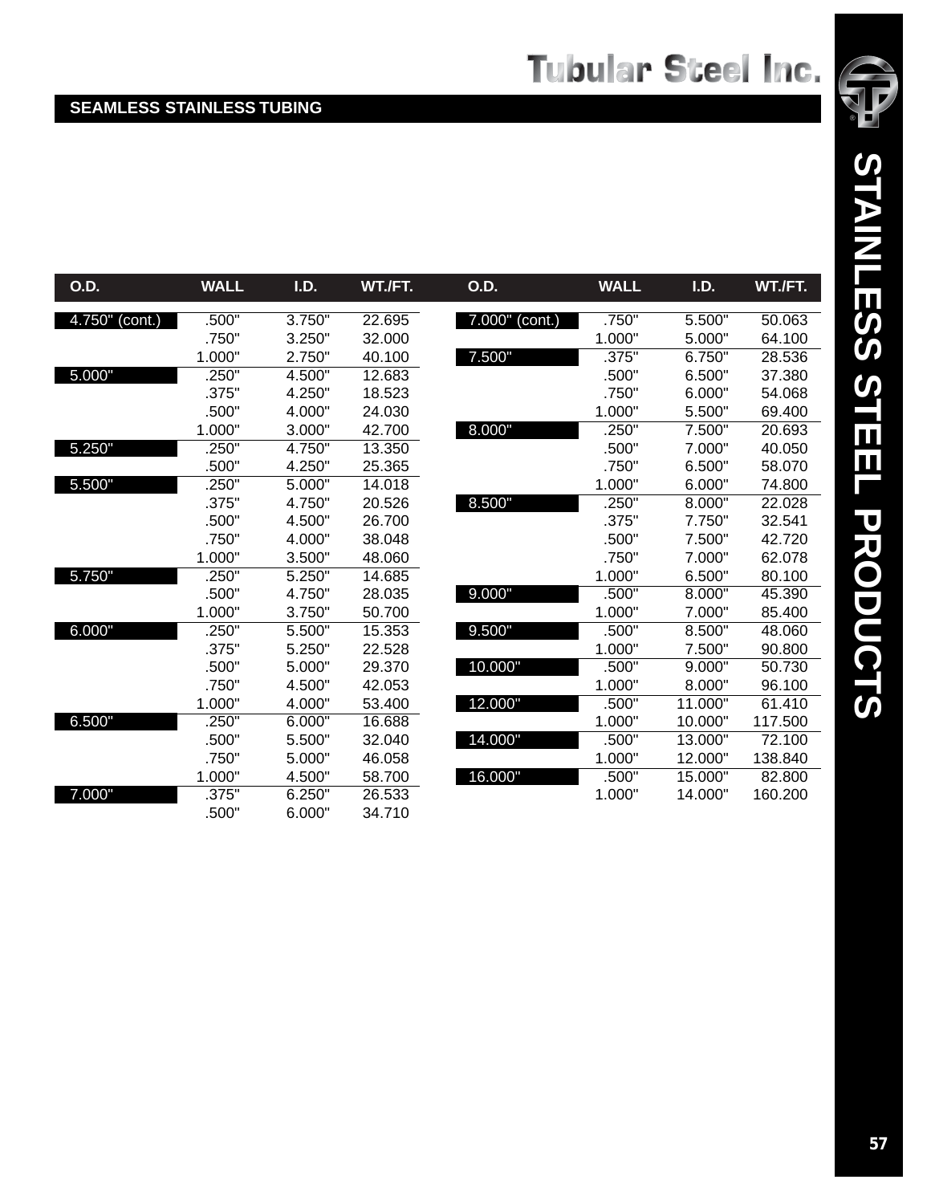## SEAMLESS STAINLESS TUBING

| O.D. | WALL | I.D. | WT./FT. |
|---|---|---|---|
| 4.750" (cont.) | .500" | 3.750" | 22.695 |
| | .750" | 3.250" | 32.000 |
| | 1.000" | 2.750" | 40.100 |
| 5.000" | .250" | 4.500" | 12.683 |
| | .375" | 4.250" | 18.523 |
| | .500" | 4.000" | 24.030 |
| | 1.000" | 3.000" | 42.700 |
| 5.250" | .250" | 4.750" | 13.350 |
| | .500" | 4.250" | 25.365 |
| 5.500" | .250" | 5.000" | 14.018 |
| | .375" | 4.750" | 20.526 |
| | .500" | 4.500" | 26.700 |
| | .750" | 4.000" | 38.048 |
| | 1.000" | 3.500" | 48.060 |
| 5.750" | .250" | 5.250" | 14.685 |
| | .500" | 4.750" | 28.035 |
| | 1.000" | 3.750" | 50.700 |
| 6.000" | .250" | 5.500" | 15.353 |
| | .375" | 5.250" | 22.528 |
| | .500" | 5.000" | 29.370 |
| | .750" | 4.500" | 42.053 |
| | 1.000" | 4.000" | 53.400 |
| 6.500" | .250" | 6.000" | 16.688 |
| | .500" | 5.500" | 32.040 |
| | .750" | 5.000" | 46.058 |
| | 1.000" | 4.500" | 58.700 |
| 7.000" | .375" | 6.250" | 26.533 |
| | .500" | 6.000" | 34.710 |
| 7.000" (cont.) | .750" | 5.500" | 50.063 |
| | 1.000" | 5.000" | 64.100 |
| 7.500" | .375" | 6.750" | 28.536 |
| | .500" | 6.500" | 37.380 |
| | .750" | 6.000" | 54.068 |
| | 1.000" | 5.500" | 69.400 |
| 8.000" | .250" | 7.500" | 20.693 |
| | .500" | 7.000" | 40.050 |
| | .750" | 6.500" | 58.070 |
| | 1.000" | 6.000" | 74.800 |
| 8.500" | .250" | 8.000" | 22.028 |
| | .375" | 7.750" | 32.541 |
| | .500" | 7.500" | 42.720 |
| | .750" | 7.000" | 62.078 |
| | 1.000" | 6.500" | 80.100 |
| 9.000" | .500" | 8.000" | 45.390 |
| | 1.000" | 7.000" | 85.400 |
| 9.500" | .500" | 8.500" | 48.060 |
| | 1.000" | 7.500" | 90.800 |
| 10.000" | .500" | 9.000" | 50.730 |
| | 1.000" | 8.000" | 96.100 |
| 12.000" | .500" | 11.000" | 61.410 |
| | 1.000" | 10.000" | 117.500 |
| 14.000" | .500" | 13.000" | 72.100 |
| | 1.000" | 12.000" | 138.840 |
| 16.000" | .500" | 15.000" | 82.800 |
| | 1.000" | 14.000" | 160.200 |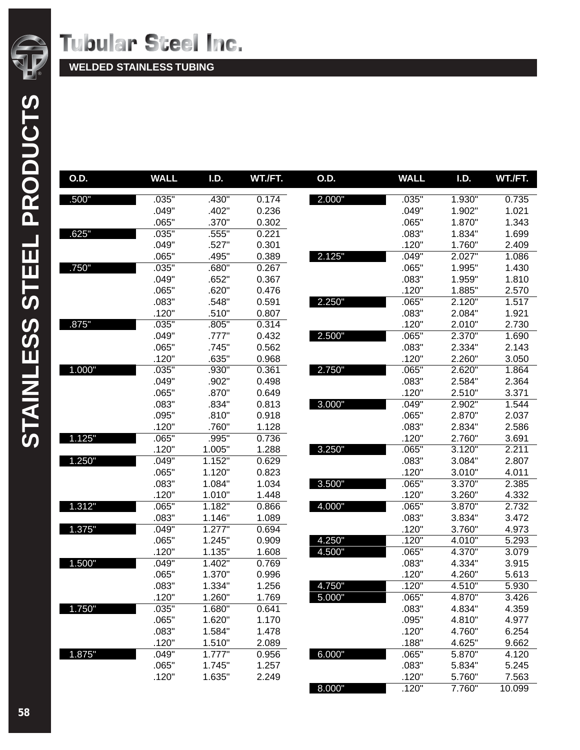# Tubular Steel Inc.

## WELDED STAINLESS TUBING

STAINLESS STEEL PRODUCTS

| O.D. | WALL | I.D. | WT./FT. |
|---|---|---|---|
| .500" | .035" | .430" | 0.174 |
| | .049" | .402" | 0.236 |
| | .065" | .370" | 0.302 |
| .625" | .035" | .555" | 0.221 |
| | .049" | .527" | 0.301 |
| | .065" | .495" | 0.389 |
| .750" | .035" | .680" | 0.267 |
| | .049" | .652" | 0.367 |
| | .065" | .620" | 0.476 |
| | .083" | .548" | 0.591 |
| | .120" | .510" | 0.807 |
| .875" | .035" | .805" | 0.314 |
| | .049" | .777" | 0.432 |
| | .065" | .745" | 0.562 |
| | .120" | .635" | 0.968 |
| 1.000" | .035" | .930" | 0.361 |
| | .049" | .902" | 0.498 |
| | .065" | .870" | 0.649 |
| | .083" | .834" | 0.813 |
| | .095" | .810" | 0.918 |
| | .120" | .760" | 1.128 |
| 1.125" | .065" | .995" | 0.736 |
| | .120" | 1.005" | 1.288 |
| 1.250" | .049" | 1.152" | 0.629 |
| | .065" | 1.120" | 0.823 |
| | .083" | 1.084" | 1.034 |
| | .120" | 1.010" | 1.448 |
| 1.312" | .065" | 1.182" | 0.866 |
| | .083" | 1.146" | 1.089 |
| 1.375" | .049" | 1.277" | 0.694 |
| | .065" | 1.245" | 0.909 |
| | .120" | 1.135" | 1.608 |
| 1.500" | .049" | 1.402" | 0.769 |
| | .065" | 1.370" | 0.996 |
| | .083" | 1.334" | 1.256 |
| | .120" | 1.260" | 1.769 |
| 1.750" | .035" | 1.680" | 0.641 |
| | .065" | 1.620" | 1.170 |
| | .083" | 1.584" | 1.478 |
| | .120" | 1.510" | 2.089 |
| 1.875" | .049" | 1.777" | 0.956 |
| | .065" | 1.745" | 1.257 |
| | .120" | 1.635" | 2.249 |
| 2.000" | .035" | 1.930" | 0.735 |
| | .049" | 1.902" | 1.021 |
| | .065" | 1.870" | 1.343 |
| | .083" | 1.834" | 1.699 |
| | .120" | 1.760" | 2.409 |
| 2.125" | .049" | 2.027" | 1.086 |
| | .065" | 1.995" | 1.430 |
| | .083" | 1.959" | 1.810 |
| | .120" | 1.885" | 2.570 |
| 2.250" | .065" | 2.120" | 1.517 |
| | .083" | 2.084" | 1.921 |
| | .120" | 2.010" | 2.730 |
| 2.500" | .065" | 2.370" | 1.690 |
| | .083" | 2.334" | 2.143 |
| | .120" | 2.260" | 3.050 |
| 2.750" | .065" | 2.620" | 1.864 |
| | .083" | 2.584" | 2.364 |
| | .120" | 2.510" | 3.371 |
| 3.000" | .049" | 2.902" | 1.544 |
| | .065" | 2.870" | 2.037 |
| | .083" | 2.834" | 2.586 |
| | .120" | 2.760" | 3.691 |
| 3.250" | .065" | 3.120" | 2.211 |
| | .083" | 3.084" | 2.807 |
| | .120" | 3.010" | 4.011 |
| 3.500" | .065" | 3.370" | 2.385 |
| | .120" | 3.260" | 4.332 |
| 4.000" | .065" | 3.870" | 2.732 |
| | .083" | 3.834" | 3.472 |
| | .120" | 3.760" | 4.973 |
| 4.250" | .120" | 4.010" | 5.293 |
| 4.500" | .065" | 4.370" | 3.079 |
| | .083" | 4.334" | 3.915 |
| | .120" | 4.260" | 5.613 |
| 4.750" | .120" | 4.510" | 5.930 |
| 5.000" | .065" | 4.870" | 3.426 |
| | .083" | 4.834" | 4.359 |
| | .095" | 4.810" | 4.977 |
| | .120" | 4.760" | 6.254 |
| | .188" | 4.625" | 9.662 |
| 6.000" | .065" | 5.870" | 4.120 |
| | .083" | 5.834" | 5.245 |
| | .120" | 5.760" | 7.563 |
| 8.000" | .120" | 7.760" | 10.099 |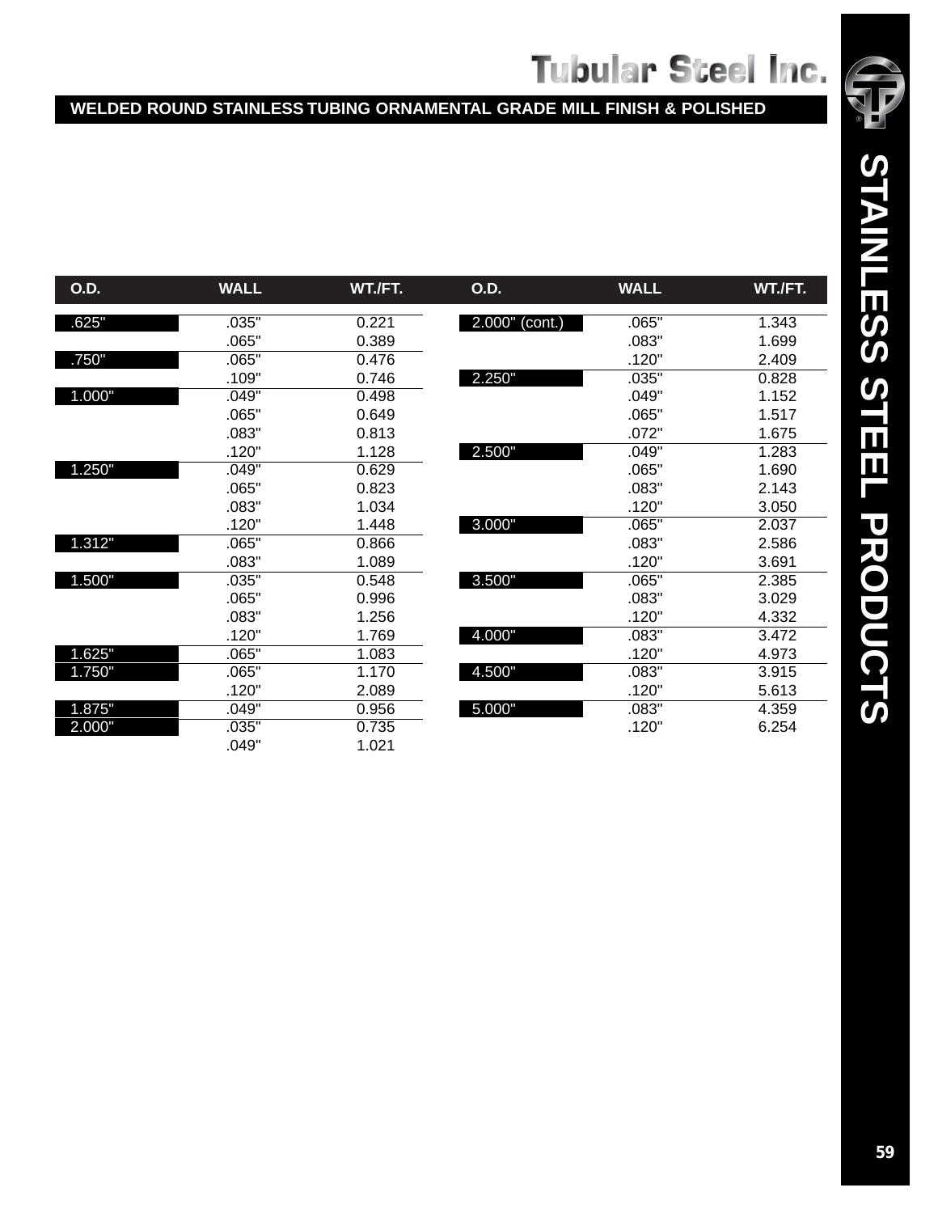## WELDED ROUND STAINLESS TUBING ORNAMENTAL GRADE MILL FINISH & POLISHED

| O.D. | WALL | WT./FT. |
|---|---|---|
| .625" | .035" | 0.221 |
| | .065" | 0.389 |
| .750" | .065" | 0.476 |
| | .109" | 0.746 |
| 1.000" | .049" | 0.498 |
| | .065" | 0.649 |
| | .083" | 0.813 |
| | .120" | 1.128 |
| 1.250" | .049" | 0.629 |
| | .065" | 0.823 |
| | .083" | 1.034 |
| | .120" | 1.448 |
| 1.312" | .065" | 0.866 |
| | .083" | 1.089 |
| 1.500" | .035" | 0.548 |
| | .065" | 0.996 |
| | .083" | 1.256 |
| | .120" | 1.769 |
| 1.625" | .065" | 1.083 |
| 1.750" | .065" | 1.170 |
| | .120" | 2.089 |
| 1.875" | .049" | 0.956 |
| 2.000" | .035" | 0.735 |
| | .049" | 1.021 |
| 2.000" (cont.) | .065" | 1.343 |
| | .083" | 1.699 |
| | .120" | 2.409 |
| 2.250" | .035" | 0.828 |
| | .049" | 1.152 |
| | .065" | 1.517 |
| | .072" | 1.675 |
| 2.500" | .049" | 1.283 |
| | .065" | 1.690 |
| | .083" | 2.143 |
| | .120" | 3.050 |
| 3.000" | .065" | 2.037 |
| | .083" | 2.586 |
| | .120" | 3.691 |
| 3.500" | .065" | 2.385 |
| | .083" | 3.029 |
| | .120" | 4.332 |
| 4.000" | .083" | 3.472 |
| | .120" | 4.973 |
| 4.500" | .083" | 3.915 |
| | .120" | 5.613 |
| 5.000" | .083" | 4.359 |
| | .120" | 6.254 |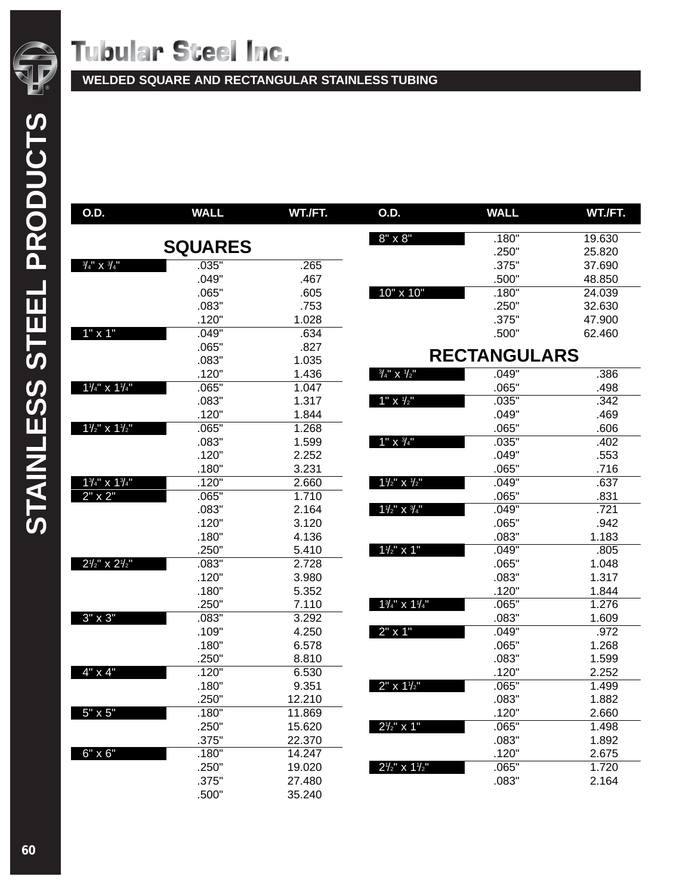# Tubular Steel Inc.

## WELDED SQUARE AND RECTANGULAR STAINLESS TUBING

STAINLESS STEEL PRODUCTS

### SQUARES

| O.D. | WALL | WT./FT. |
|---|---|---|
| 3/4" x 3/4" | .035" | .265 |
| | .049" | .467 |
| | .065" | .605 |
| | .083" | .753 |
| | .120" | 1.028 |
| 1" x 1" | .049" | .634 |
| | .065" | .827 |
| | .083" | 1.035 |
| | .120" | 1.436 |
| 1 1/4" x 1 1/4" | .065" | 1.047 |
| | .083" | 1.317 |
| | .120" | 1.844 |
| 1 1/2" x 1 1/2" | .065" | 1.268 |
| | .083" | 1.599 |
| | .120" | 2.252 |
| | .180" | 3.231 |
| 1 3/4" x 1 3/4" | .120" | 2.660 |
| 2" x 2" | .065" | 1.710 |
| | .083" | 2.164 |
| | .120" | 3.120 |
| | .180" | 4.136 |
| | .250" | 5.410 |
| 2 1/2" x 2 1/2" | .083" | 2.728 |
| | .120" | 3.980 |
| | .180" | 5.352 |
| | .250" | 7.110 |
| 3" x 3" | .083" | 3.292 |
| | .109" | 4.250 |
| | .180" | 6.578 |
| | .250" | 8.810 |
| 4" x 4" | .120" | 6.530 |
| | .180" | 9.351 |
| | .250" | 12.210 |
| 5" x 5" | .180" | 11.869 |
| | .250" | 15.620 |
| | .375" | 22.370 |
| 6" x 6" | .180" | 14.247 |
| | .250" | 19.020 |
| | .375" | 27.480 |
| | .500" | 35.240 |
| 8" x 8" | .180" | 19.630 |
| | .250" | 25.820 |
| | .375" | 37.690 |
| | .500" | 48.850 |
| 10" x 10" | .180" | 24.039 |
| | .250" | 32.630 |
| | .375" | 47.900 |
| | .500" | 62.460 |

### RECTANGULARS

| O.D. | WALL | WT./FT. |
|---|---|---|
| 3/4" x 1/2" | .049" | .386 |
| | .065" | .498 |
| 1" x 1/2" | .035" | .342 |
| | .049" | .469 |
| | .065" | .606 |
| 1" x 3/4" | .035" | .402 |
| | .049" | .553 |
| | .065" | .716 |
| 1 1/2" x 1/2" | .049" | .637 |
| | .065" | .831 |
| 1 1/2" x 3/4" | .049" | .721 |
| | .065" | .942 |
| | .083" | 1.183 |
| 1 1/2" x 1" | .049" | .805 |
| | .065" | 1.048 |
| | .083" | 1.317 |
| | .120" | 1.844 |
| 1 3/4" x 1 1/4" | .065" | 1.276 |
| | .083" | 1.609 |
| 2" x 1" | .049" | .972 |
| | .065" | 1.268 |
| | .083" | 1.599 |
| | .120" | 2.252 |
| 2" x 1 1/2" | .065" | 1.499 |
| | .083" | 1.882 |
| | .120" | 2.660 |
| 2 1/2" x 1" | .065" | 1.498 |
| | .083" | 1.892 |
| | .120" | 2.675 |
| 2 1/2" x 1 1/2" | .065" | 1.720 |
| | .083" | 2.164 |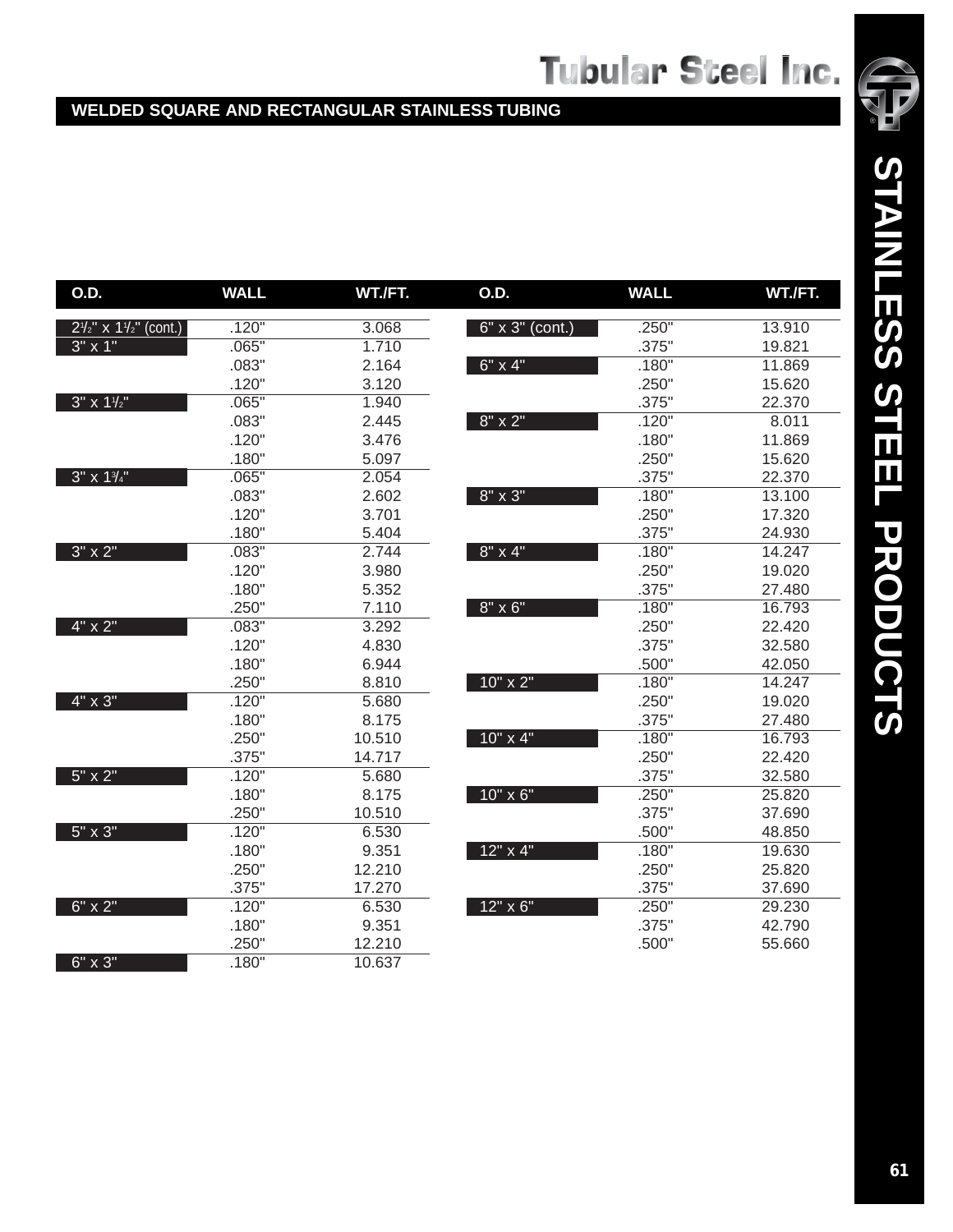## WELDED SQUARE AND RECTANGULAR STAINLESS TUBING

| O.D. | WALL | WT./FT. |
|---|---|---|
| 2½" x 1½" (cont.) | .120" | 3.068 |
| 3" x 1" | .065" | 1.710 |
| | .083" | 2.164 |
| | .120" | 3.120 |
| 3" x 1½" | .065" | 1.940 |
| | .083" | 2.445 |
| | .120" | 3.476 |
| | .180" | 5.097 |
| 3" x 1¾" | .065" | 2.054 |
| | .083" | 2.602 |
| | .120" | 3.701 |
| | .180" | 5.404 |
| 3" x 2" | .083" | 2.744 |
| | .120" | 3.980 |
| | .180" | 5.352 |
| | .250" | 7.110 |
| 4" x 2" | .083" | 3.292 |
| | .120" | 4.830 |
| | .180" | 6.944 |
| | .250" | 8.810 |
| 4" x 3" | .120" | 5.680 |
| | .180" | 8.175 |
| | .250" | 10.510 |
| | .375" | 14.717 |
| 5" x 2" | .120" | 5.680 |
| | .180" | 8.175 |
| | .250" | 10.510 |
| 5" x 3" | .120" | 6.530 |
| | .180" | 9.351 |
| | .250" | 12.210 |
| | .375" | 17.270 |
| 6" x 2" | .120" | 6.530 |
| | .180" | 9.351 |
| | .250" | 12.210 |
| 6" x 3" | .180" | 10.637 |
| 6" x 3" (cont.) | .250" | 13.910 |
| | .375" | 19.821 |
| 6" x 4" | .180" | 11.869 |
| | .250" | 15.620 |
| | .375" | 22.370 |
| 8" x 2" | .120" | 8.011 |
| | .180" | 11.869 |
| | .250" | 15.620 |
| | .375" | 22.370 |
| 8" x 3" | .180" | 13.100 |
| | .250" | 17.320 |
| | .375" | 24.930 |
| 8" x 4" | .180" | 14.247 |
| | .250" | 19.020 |
| | .375" | 27.480 |
| 8" x 6" | .180" | 16.793 |
| | .250" | 22.420 |
| | .375" | 32.580 |
| | .500" | 42.050 |
| 10" x 2" | .180" | 14.247 |
| | .250" | 19.020 |
| | .375" | 27.480 |
| 10" x 4" | .180" | 16.793 |
| | .250" | 22.420 |
| | .375" | 32.580 |
| 10" x 6" | .250" | 25.820 |
| | .375" | 37.690 |
| | .500" | 48.850 |
| 12" x 4" | .180" | 19.630 |
| | .250" | 25.820 |
| | .375" | 37.690 |
| 12" x 6" | .250" | 29.230 |
| | .375" | 42.790 |
| | .500" | 55.660 |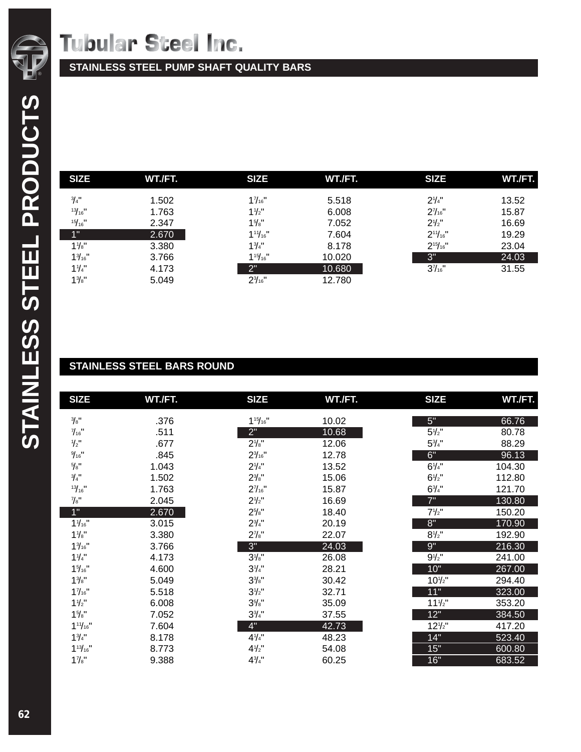# Tubular Steel Inc.

## STAINLESS STEEL PUMP SHAFT QUALITY BARS

| SIZE | WT./FT. | SIZE | WT./FT. | SIZE | WT./FT. |
|---|---|---|---|---|---|
| 3/4" | 1.502 | 1 7/16" | 5.518 | 2 1/4" | 13.52 |
| 13/16" | 1.763 | 1 1/2" | 6.008 | 2 7/16" | 15.87 |
| 15/16" | 2.347 | 1 5/8" | 7.052 | 2 1/2" | 16.69 |
| 1" | 2.670 | 1 11/16" | 7.604 | 2 11/16" | 19.29 |
| 1 1/8" | 3.380 | 1 3/4" | 8.178 | 2 15/16" | 23.04 |
| 1 3/16" | 3.766 | 1 15/16" | 10.020 | 3" | 24.03 |
| 1 1/4" | 4.173 | 2" | 10.680 | 3 7/16" | 31.55 |
| 1 3/8" | 5.049 | 2 3/16" | 12.780 | | |

## STAINLESS STEEL BARS ROUND

| SIZE | WT./FT. | SIZE | WT./FT. | SIZE | WT./FT. |
|---|---|---|---|---|---|
| 3/8" | .376 | 1 15/16" | 10.02 | 5" | 66.76 |
| 7/16" | .511 | 2" | 10.68 | 5 1/2" | 80.78 |
| 1/2" | .677 | 2 1/8" | 12.06 | 5 3/4" | 88.29 |
| 9/16" | .845 | 2 3/16" | 12.78 | 6" | 96.13 |
| 5/8" | 1.043 | 2 1/4" | 13.52 | 6 1/4" | 104.30 |
| 3/4" | 1.502 | 2 3/8" | 15.06 | 6 1/2" | 112.80 |
| 13/16" | 1.763 | 2 7/16" | 15.87 | 6 3/4" | 121.70 |
| 7/8" | 2.045 | 2 1/2" | 16.69 | 7" | 130.80 |
| 1" | 2.670 | 2 5/8" | 18.40 | 7 1/2" | 150.20 |
| 1 1/16" | 3.015 | 2 3/4" | 20.19 | 8" | 170.90 |
| 1 1/8" | 3.380 | 2 7/8" | 22.07 | 8 1/2" | 192.90 |
| 1 3/16" | 3.766 | 3" | 24.03 | 9" | 216.30 |
| 1 1/4" | 4.173 | 3 1/8" | 26.08 | 9 1/2" | 241.00 |
| 1 5/16" | 4.600 | 3 1/4" | 28.21 | 10" | 267.00 |
| 1 3/8" | 5.049 | 3 3/8" | 30.42 | 10 1/2" | 294.40 |
| 1 7/16" | 5.518 | 3 1/2" | 32.71 | 11" | 323.00 |
| 1 1/2" | 6.008 | 3 5/8" | 35.09 | 11 1/2" | 353.20 |
| 1 5/8" | 7.052 | 3 3/4" | 37.55 | 12" | 384.50 |
| 1 11/16" | 7.604 | 4" | 42.73 | 12 1/2" | 417.20 |
| 1 3/4" | 8.178 | 4 1/4" | 48.23 | 14" | 523.40 |
| 1 13/16" | 8.773 | 4 1/2" | 54.08 | 15" | 600.80 |
| 1 7/8" | 9.388 | 4 3/4" | 60.25 | 16" | 683.52 |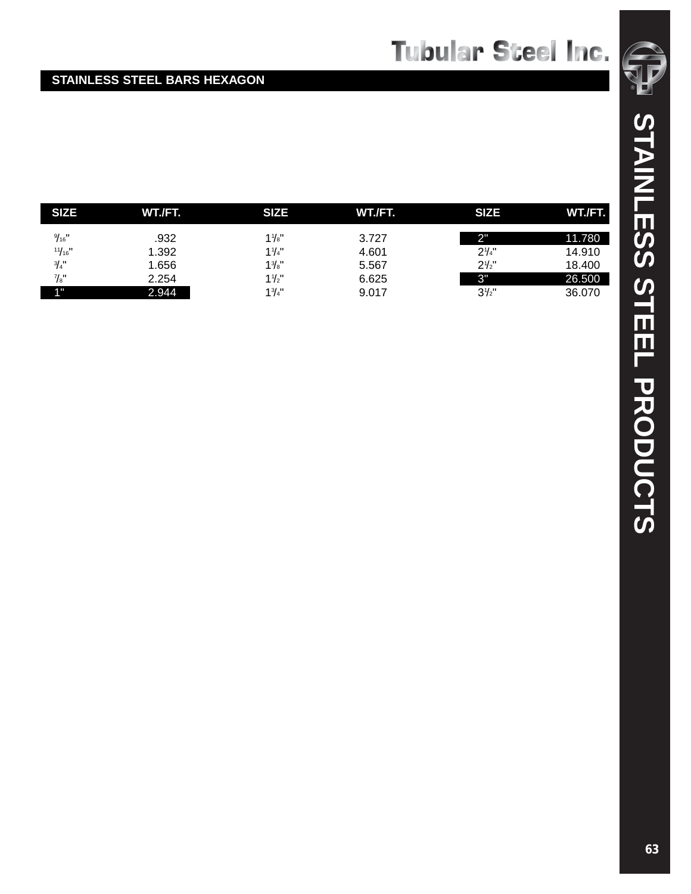## STAINLESS STEEL BARS HEXAGON

| SIZE | WT./FT. | SIZE | WT./FT. | SIZE | WT./FT. |
|---|---|---|---|---|---|
| 9/16" | .932 | 1 1/8" | 3.727 | 2" | 11.780 |
| 11/16" | 1.392 | 1 1/4" | 4.601 | 2 1/4" | 14.910 |
| 3/4" | 1.656 | 1 3/8" | 5.567 | 2 1/2" | 18.400 |
| 7/8" | 2.254 | 1 1/2" | 6.625 | 3" | 26.500 |
| 1" | 2.944 | 1 3/4" | 9.017 | 3 1/2" | 36.070 |